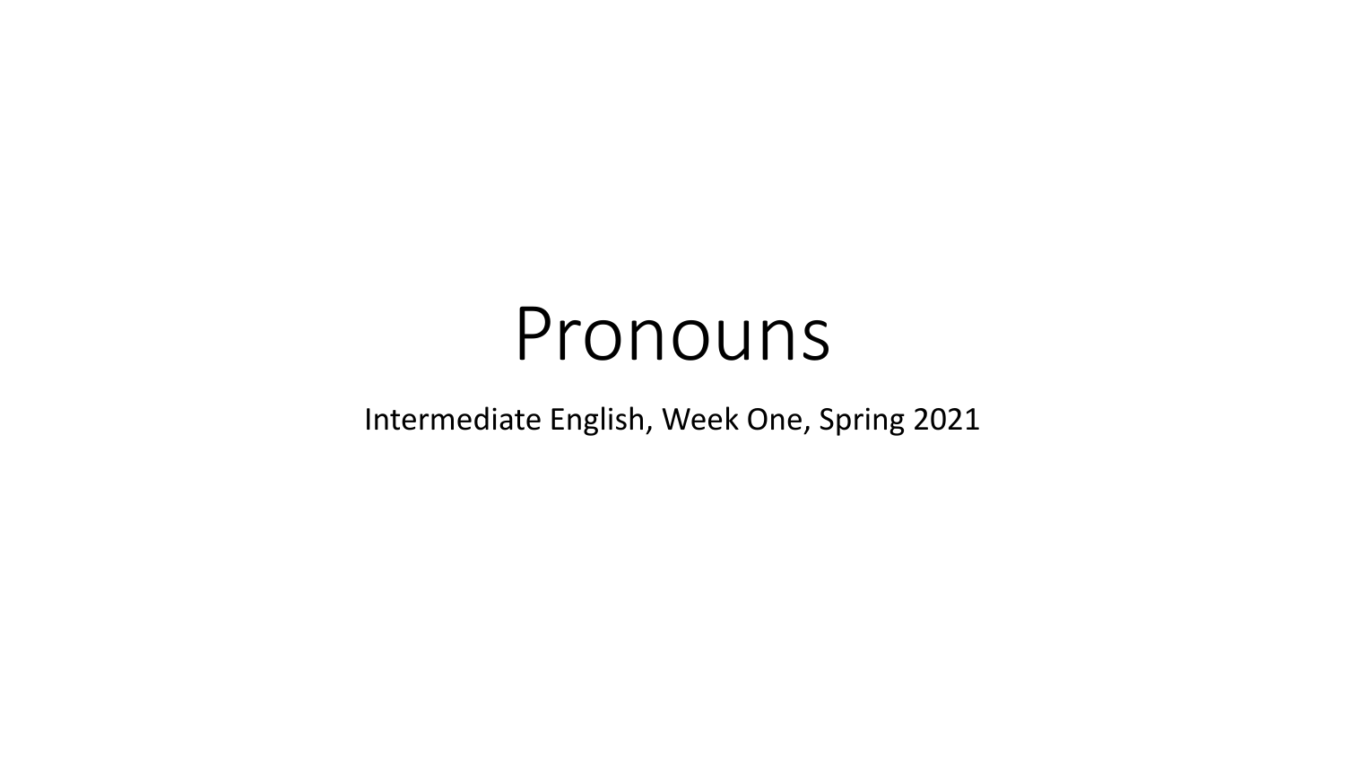# Pronouns

Intermediate English, Week One, Spring 2021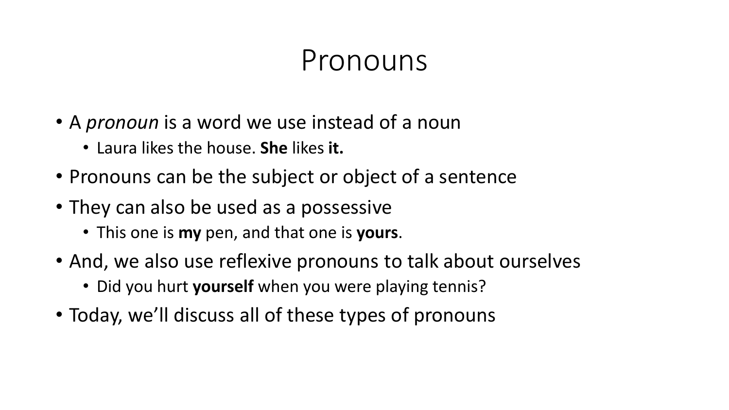# Pronouns

- A *pronoun* is a word we use instead of a noun
  - Laura likes the house. **She** likes **it.**
- Pronouns can be the subject or object of a sentence
- They can also be used as a possessive
  - This one is **my** pen, and that one is **yours**.
- And, we also use reflexive pronouns to talk about ourselves
  - Did you hurt **yourself** when you were playing tennis?
- Today, we'll discuss all of these types of pronouns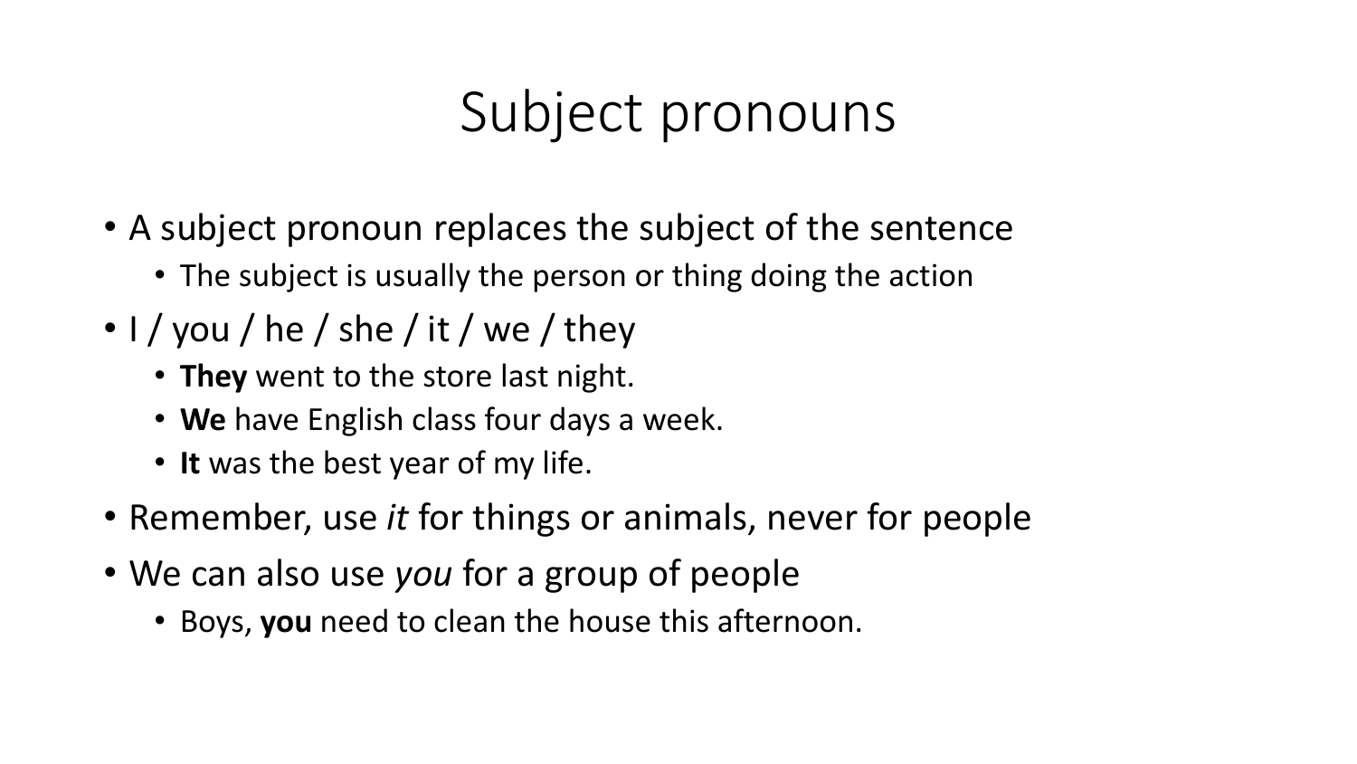# Subject pronouns

- A subject pronoun replaces the subject of the sentence
  - The subject is usually the person or thing doing the action
- I / you / he / she / it / we / they
  - **They** went to the store last night.
  - **We** have English class four days a week.
  - **It** was the best year of my life.
- Remember, use *it* for things or animals, never for people
- We can also use *you* for a group of people
  - Boys, **you** need to clean the house this afternoon.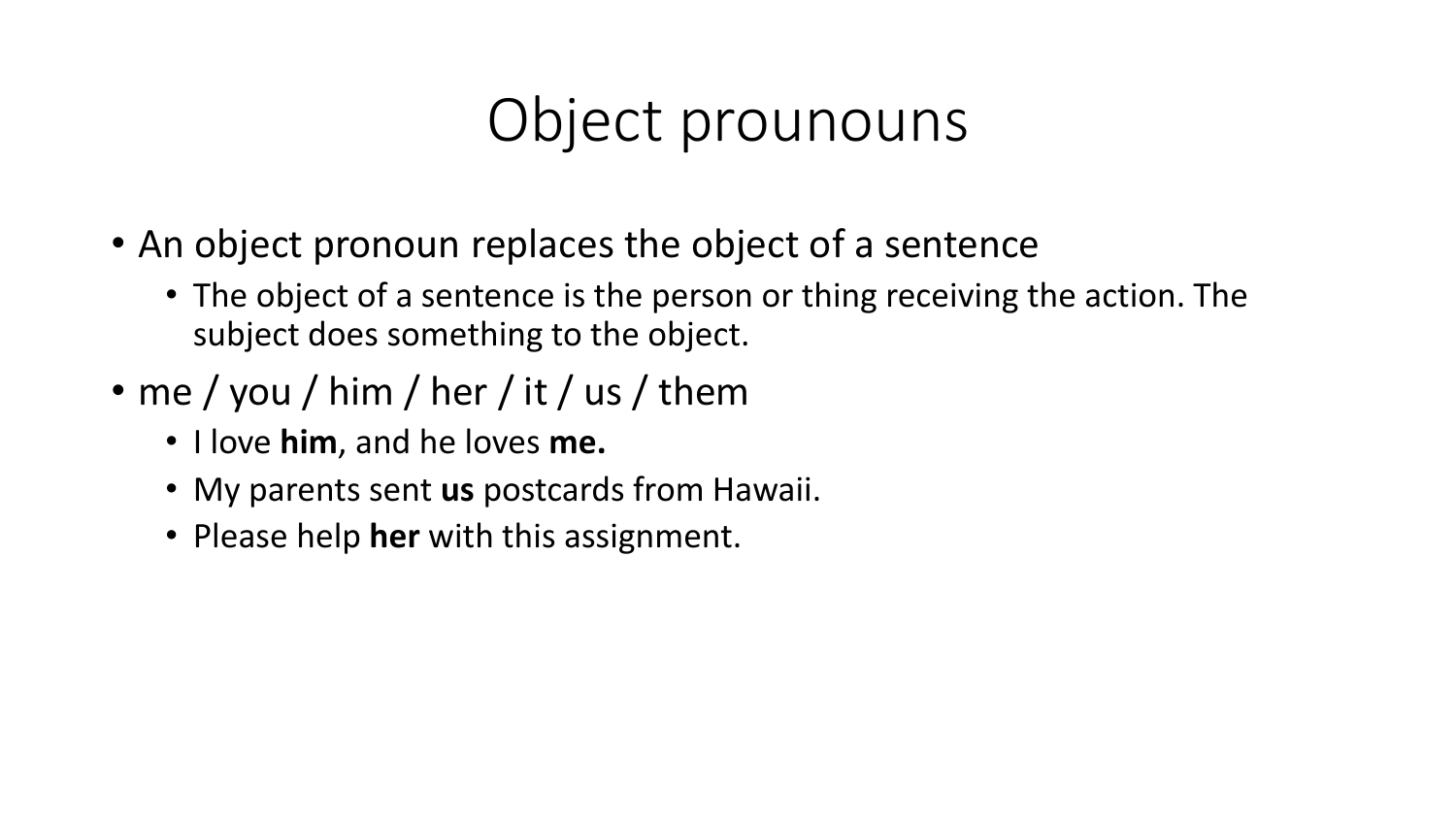# Object prounouns

- An object pronoun replaces the object of a sentence
  - The object of a sentence is the person or thing receiving the action. The subject does something to the object.
- me / you / him / her / it / us / them
  - I love **him**, and he loves **me.**
  - My parents sent **us** postcards from Hawaii.
  - Please help **her** with this assignment.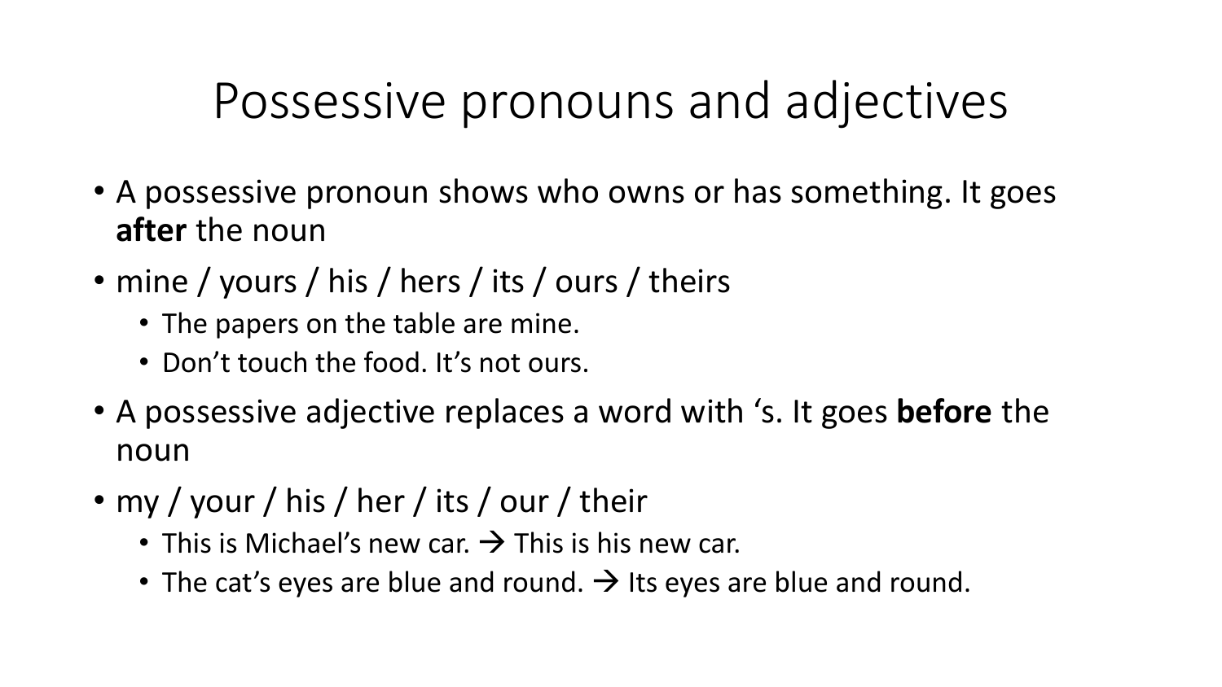# Possessive pronouns and adjectives

- A possessive pronoun shows who owns or has something. It goes **after** the noun
- mine / yours / his / hers / its / ours / theirs
  - The papers on the table are mine.
  - Don't touch the food. It's not ours.
- A possessive adjective replaces a word with 's. It goes **before** the noun
- my / your / his / her / its / our / their
  - This is Michael's new car. → This is his new car.
  - The cat's eyes are blue and round. → Its eyes are blue and round.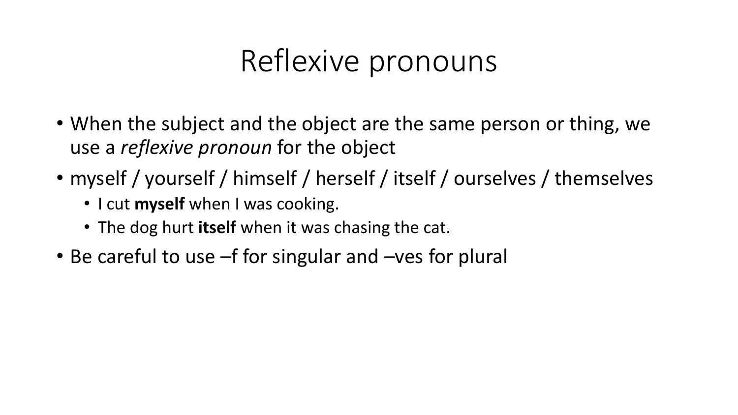# Reflexive pronouns

- When the subject and the object are the same person or thing, we use a *reflexive pronoun* for the object
- myself / yourself / himself / herself / itself / ourselves / themselves
  - I cut **myself** when I was cooking.
  - The dog hurt **itself** when it was chasing the cat.
- Be careful to use –f for singular and –ves for plural